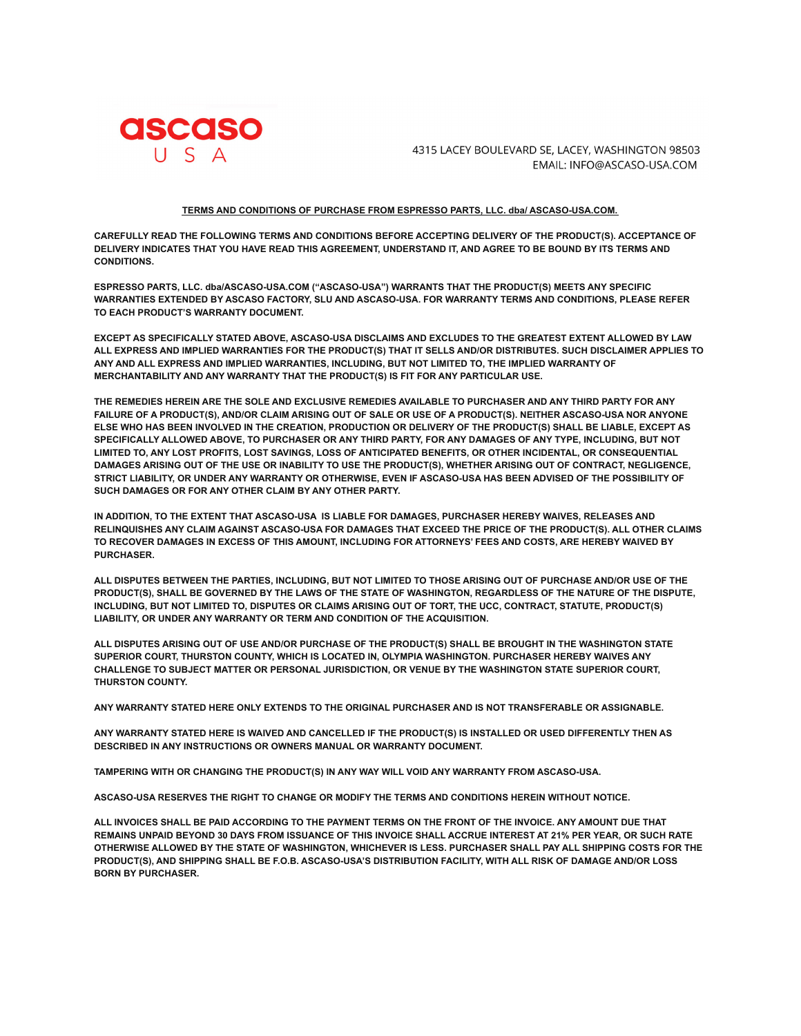ascaso USA

4315 LACEY BOULEVARD SE, LACEY, WASHINGTON 98503
EMAIL: INFO@ASCASO-USA.COM

**TERMS AND CONDITIONS OF PURCHASE FROM ESPRESSO PARTS, LLC. dba/ ASCASO-USA.COM.**

**CAREFULLY READ THE FOLLOWING TERMS AND CONDITIONS BEFORE ACCEPTING DELIVERY OF THE PRODUCT(S). ACCEPTANCE OF DELIVERY INDICATES THAT YOU HAVE READ THIS AGREEMENT, UNDERSTAND IT, AND AGREE TO BE BOUND BY ITS TERMS AND CONDITIONS.**

**ESPRESSO PARTS, LLC. dba/ASCASO-USA.COM ("ASCASO-USA") WARRANTS THAT THE PRODUCT(S) MEETS ANY SPECIFIC WARRANTIES EXTENDED BY ASCASO FACTORY, SLU AND ASCASO-USA. FOR WARRANTY TERMS AND CONDITIONS, PLEASE REFER TO EACH PRODUCT'S WARRANTY DOCUMENT.**

**EXCEPT AS SPECIFICALLY STATED ABOVE, ASCASO-USA DISCLAIMS AND EXCLUDES TO THE GREATEST EXTENT ALLOWED BY LAW ALL EXPRESS AND IMPLIED WARRANTIES FOR THE PRODUCT(S) THAT IT SELLS AND/OR DISTRIBUTES. SUCH DISCLAIMER APPLIES TO ANY AND ALL EXPRESS AND IMPLIED WARRANTIES, INCLUDING, BUT NOT LIMITED TO, THE IMPLIED WARRANTY OF MERCHANTABILITY AND ANY WARRANTY THAT THE PRODUCT(S) IS FIT FOR ANY PARTICULAR USE.**

**THE REMEDIES HEREIN ARE THE SOLE AND EXCLUSIVE REMEDIES AVAILABLE TO PURCHASER AND ANY THIRD PARTY FOR ANY FAILURE OF A PRODUCT(S), AND/OR CLAIM ARISING OUT OF SALE OR USE OF A PRODUCT(S). NEITHER ASCASO-USA NOR ANYONE ELSE WHO HAS BEEN INVOLVED IN THE CREATION, PRODUCTION OR DELIVERY OF THE PRODUCT(S) SHALL BE LIABLE, EXCEPT AS SPECIFICALLY ALLOWED ABOVE, TO PURCHASER OR ANY THIRD PARTY, FOR ANY DAMAGES OF ANY TYPE, INCLUDING, BUT NOT LIMITED TO, ANY LOST PROFITS, LOST SAVINGS, LOSS OF ANTICIPATED BENEFITS, OR OTHER INCIDENTAL, OR CONSEQUENTIAL DAMAGES ARISING OUT OF THE USE OR INABILITY TO USE THE PRODUCT(S), WHETHER ARISING OUT OF CONTRACT, NEGLIGENCE, STRICT LIABILITY, OR UNDER ANY WARRANTY OR OTHERWISE, EVEN IF ASCASO-USA HAS BEEN ADVISED OF THE POSSIBILITY OF SUCH DAMAGES OR FOR ANY OTHER CLAIM BY ANY OTHER PARTY.**

**IN ADDITION, TO THE EXTENT THAT ASCASO-USA IS LIABLE FOR DAMAGES, PURCHASER HEREBY WAIVES, RELEASES AND RELINQUISHES ANY CLAIM AGAINST ASCASO-USA FOR DAMAGES THAT EXCEED THE PRICE OF THE PRODUCT(S). ALL OTHER CLAIMS TO RECOVER DAMAGES IN EXCESS OF THIS AMOUNT, INCLUDING FOR ATTORNEYS' FEES AND COSTS, ARE HEREBY WAIVED BY PURCHASER.**

**ALL DISPUTES BETWEEN THE PARTIES, INCLUDING, BUT NOT LIMITED TO THOSE ARISING OUT OF PURCHASE AND/OR USE OF THE PRODUCT(S), SHALL BE GOVERNED BY THE LAWS OF THE STATE OF WASHINGTON, REGARDLESS OF THE NATURE OF THE DISPUTE, INCLUDING, BUT NOT LIMITED TO, DISPUTES OR CLAIMS ARISING OUT OF TORT, THE UCC, CONTRACT, STATUTE, PRODUCT(S) LIABILITY, OR UNDER ANY WARRANTY OR TERM AND CONDITION OF THE ACQUISITION.**

**ALL DISPUTES ARISING OUT OF USE AND/OR PURCHASE OF THE PRODUCT(S) SHALL BE BROUGHT IN THE WASHINGTON STATE SUPERIOR COURT, THURSTON COUNTY, WHICH IS LOCATED IN, OLYMPIA WASHINGTON. PURCHASER HEREBY WAIVES ANY CHALLENGE TO SUBJECT MATTER OR PERSONAL JURISDICTION, OR VENUE BY THE WASHINGTON STATE SUPERIOR COURT, THURSTON COUNTY.**

**ANY WARRANTY STATED HERE ONLY EXTENDS TO THE ORIGINAL PURCHASER AND IS NOT TRANSFERABLE OR ASSIGNABLE.**

**ANY WARRANTY STATED HERE IS WAIVED AND CANCELLED IF THE PRODUCT(S) IS INSTALLED OR USED DIFFERENTLY THEN AS DESCRIBED IN ANY INSTRUCTIONS OR OWNERS MANUAL OR WARRANTY DOCUMENT.**

**TAMPERING WITH OR CHANGING THE PRODUCT(S) IN ANY WAY WILL VOID ANY WARRANTY FROM ASCASO-USA.**

**ASCASO-USA RESERVES THE RIGHT TO CHANGE OR MODIFY THE TERMS AND CONDITIONS HEREIN WITHOUT NOTICE.**

**ALL INVOICES SHALL BE PAID ACCORDING TO THE PAYMENT TERMS ON THE FRONT OF THE INVOICE. ANY AMOUNT DUE THAT REMAINS UNPAID BEYOND 30 DAYS FROM ISSUANCE OF THIS INVOICE SHALL ACCRUE INTEREST AT 21% PER YEAR, OR SUCH RATE OTHERWISE ALLOWED BY THE STATE OF WASHINGTON, WHICHEVER IS LESS. PURCHASER SHALL PAY ALL SHIPPING COSTS FOR THE PRODUCT(S), AND SHIPPING SHALL BE F.O.B. ASCASO-USA'S DISTRIBUTION FACILITY, WITH ALL RISK OF DAMAGE AND/OR LOSS BORN BY PURCHASER.**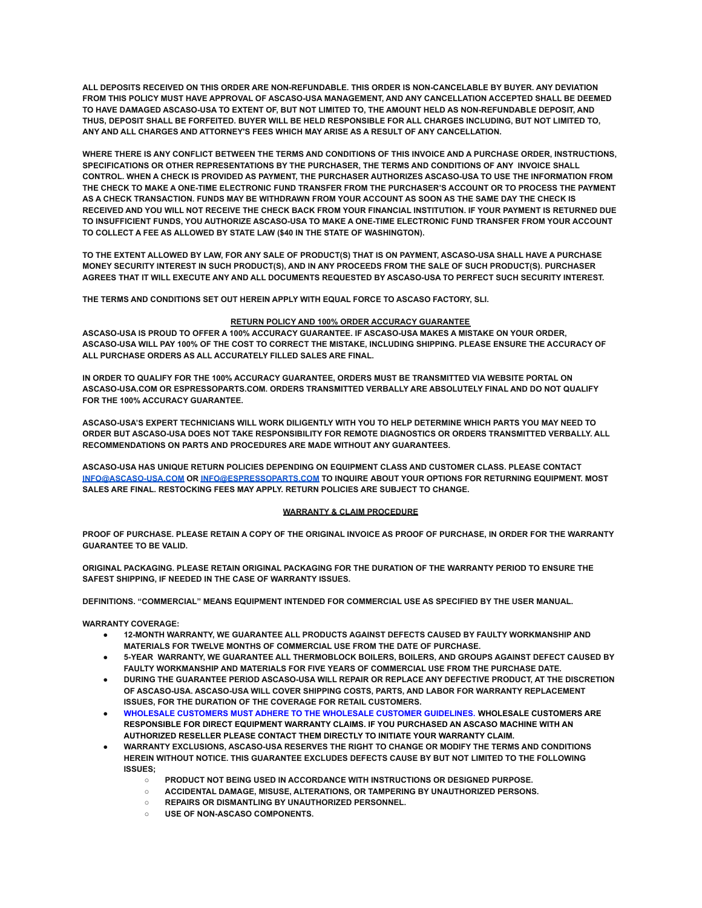**ALL DEPOSITS RECEIVED ON THIS ORDER ARE NON-REFUNDABLE. THIS ORDER IS NON-CANCELABLE BY BUYER. ANY DEVIATION FROM THIS POLICY MUST HAVE APPROVAL OF ASCASO-USA MANAGEMENT, AND ANY CANCELLATION ACCEPTED SHALL BE DEEMED TO HAVE DAMAGED ASCASO-USA TO EXTENT OF, BUT NOT LIMITED TO, THE AMOUNT HELD AS NON-REFUNDABLE DEPOSIT, AND THUS, DEPOSIT SHALL BE FORFEITED. BUYER WILL BE HELD RESPONSIBLE FOR ALL CHARGES INCLUDING, BUT NOT LIMITED TO, ANY AND ALL CHARGES AND ATTORNEY'S FEES WHICH MAY ARISE AS A RESULT OF ANY CANCELLATION.**

**WHERE THERE IS ANY CONFLICT BETWEEN THE TERMS AND CONDITIONS OF THIS INVOICE AND A PURCHASE ORDER, INSTRUCTIONS, SPECIFICATIONS OR OTHER REPRESENTATIONS BY THE PURCHASER, THE TERMS AND CONDITIONS OF ANY INVOICE SHALL CONTROL. WHEN A CHECK IS PROVIDED AS PAYMENT, THE PURCHASER AUTHORIZES ASCASO-USA TO USE THE INFORMATION FROM THE CHECK TO MAKE A ONE-TIME ELECTRONIC FUND TRANSFER FROM THE PURCHASER'S ACCOUNT OR TO PROCESS THE PAYMENT AS A CHECK TRANSACTION. FUNDS MAY BE WITHDRAWN FROM YOUR ACCOUNT AS SOON AS THE SAME DAY THE CHECK IS RECEIVED AND YOU WILL NOT RECEIVE THE CHECK BACK FROM YOUR FINANCIAL INSTITUTION. IF YOUR PAYMENT IS RETURNED DUE TO INSUFFICIENT FUNDS, YOU AUTHORIZE ASCASO-USA TO MAKE A ONE-TIME ELECTRONIC FUND TRANSFER FROM YOUR ACCOUNT TO COLLECT A FEE AS ALLOWED BY STATE LAW ($40 IN THE STATE OF WASHINGTON).**

**TO THE EXTENT ALLOWED BY LAW, FOR ANY SALE OF PRODUCT(S) THAT IS ON PAYMENT, ASCASO-USA SHALL HAVE A PURCHASE MONEY SECURITY INTEREST IN SUCH PRODUCT(S), AND IN ANY PROCEEDS FROM THE SALE OF SUCH PRODUCT(S). PURCHASER AGREES THAT IT WILL EXECUTE ANY AND ALL DOCUMENTS REQUESTED BY ASCASO-USA TO PERFECT SUCH SECURITY INTEREST.**

**THE TERMS AND CONDITIONS SET OUT HEREIN APPLY WITH EQUAL FORCE TO ASCASO FACTORY, SLI.**

## RETURN POLICY AND 100% ORDER ACCURACY GUARANTEE

**ASCASO-USA IS PROUD TO OFFER A 100% ACCURACY GUARANTEE. IF ASCASO-USA MAKES A MISTAKE ON YOUR ORDER, ASCASO-USA WILL PAY 100% OF THE COST TO CORRECT THE MISTAKE, INCLUDING SHIPPING. PLEASE ENSURE THE ACCURACY OF ALL PURCHASE ORDERS AS ALL ACCURATELY FILLED SALES ARE FINAL.**

**IN ORDER TO QUALIFY FOR THE 100% ACCURACY GUARANTEE, ORDERS MUST BE TRANSMITTED VIA WEBSITE PORTAL ON ASCASO-USA.COM OR ESPRESSOPARTS.COM. ORDERS TRANSMITTED VERBALLY ARE ABSOLUTELY FINAL AND DO NOT QUALIFY FOR THE 100% ACCURACY GUARANTEE.**

**ASCASO-USA'S EXPERT TECHNICIANS WILL WORK DILIGENTLY WITH YOU TO HELP DETERMINE WHICH PARTS YOU MAY NEED TO ORDER BUT ASCASO-USA DOES NOT TAKE RESPONSIBILITY FOR REMOTE DIAGNOSTICS OR ORDERS TRANSMITTED VERBALLY. ALL RECOMMENDATIONS ON PARTS AND PROCEDURES ARE MADE WITHOUT ANY GUARANTEES.**

**ASCASO-USA HAS UNIQUE RETURN POLICIES DEPENDING ON EQUIPMENT CLASS AND CUSTOMER CLASS. PLEASE CONTACT INFO@ASCASO-USA.COM OR INFO@ESPRESSOPARTS.COM TO INQUIRE ABOUT YOUR OPTIONS FOR RETURNING EQUIPMENT. MOST SALES ARE FINAL. RESTOCKING FEES MAY APPLY. RETURN POLICIES ARE SUBJECT TO CHANGE.**

## WARRANTY & CLAIM PROCEDURE

**PROOF OF PURCHASE. PLEASE RETAIN A COPY OF THE ORIGINAL INVOICE AS PROOF OF PURCHASE, IN ORDER FOR THE WARRANTY GUARANTEE TO BE VALID.**

**ORIGINAL PACKAGING. PLEASE RETAIN ORIGINAL PACKAGING FOR THE DURATION OF THE WARRANTY PERIOD TO ENSURE THE SAFEST SHIPPING, IF NEEDED IN THE CASE OF WARRANTY ISSUES.**

**DEFINITIONS. "COMMERCIAL" MEANS EQUIPMENT INTENDED FOR COMMERCIAL USE AS SPECIFIED BY THE USER MANUAL.**

**WARRANTY COVERAGE:**

- **12-MONTH WARRANTY, WE GUARANTEE ALL PRODUCTS AGAINST DEFECTS CAUSED BY FAULTY WORKMANSHIP AND MATERIALS FOR TWELVE MONTHS OF COMMERCIAL USE FROM THE DATE OF PURCHASE.**
- **5-YEAR WARRANTY, WE GUARANTEE ALL THERMOBLOCK BOILERS, BOILERS, AND GROUPS AGAINST DEFECT CAUSED BY FAULTY WORKMANSHIP AND MATERIALS FOR FIVE YEARS OF COMMERCIAL USE FROM THE PURCHASE DATE.**
- **DURING THE GUARANTEE PERIOD ASCASO-USA WILL REPAIR OR REPLACE ANY DEFECTIVE PRODUCT, AT THE DISCRETION OF ASCASO-USA. ASCASO-USA WILL COVER SHIPPING COSTS, PARTS, AND LABOR FOR WARRANTY REPLACEMENT ISSUES, FOR THE DURATION OF THE COVERAGE FOR RETAIL CUSTOMERS.**
- **WHOLESALE CUSTOMERS MUST ADHERE TO THE WHOLESALE CUSTOMER GUIDELINES. WHOLESALE CUSTOMERS ARE RESPONSIBLE FOR DIRECT EQUIPMENT WARRANTY CLAIMS. IF YOU PURCHASED AN ASCASO MACHINE WITH AN AUTHORIZED RESELLER PLEASE CONTACT THEM DIRECTLY TO INITIATE YOUR WARRANTY CLAIM.**
- **WARRANTY EXCLUSIONS, ASCASO-USA RESERVES THE RIGHT TO CHANGE OR MODIFY THE TERMS AND CONDITIONS HEREIN WITHOUT NOTICE. THIS GUARANTEE EXCLUDES DEFECTS CAUSE BY BUT NOT LIMITED TO THE FOLLOWING ISSUES;**
  - **PRODUCT NOT BEING USED IN ACCORDANCE WITH INSTRUCTIONS OR DESIGNED PURPOSE.**
  - **ACCIDENTAL DAMAGE, MISUSE, ALTERATIONS, OR TAMPERING BY UNAUTHORIZED PERSONS.**
  - **REPAIRS OR DISMANTLING BY UNAUTHORIZED PERSONNEL.**
  - **USE OF NON-ASCASO COMPONENTS.**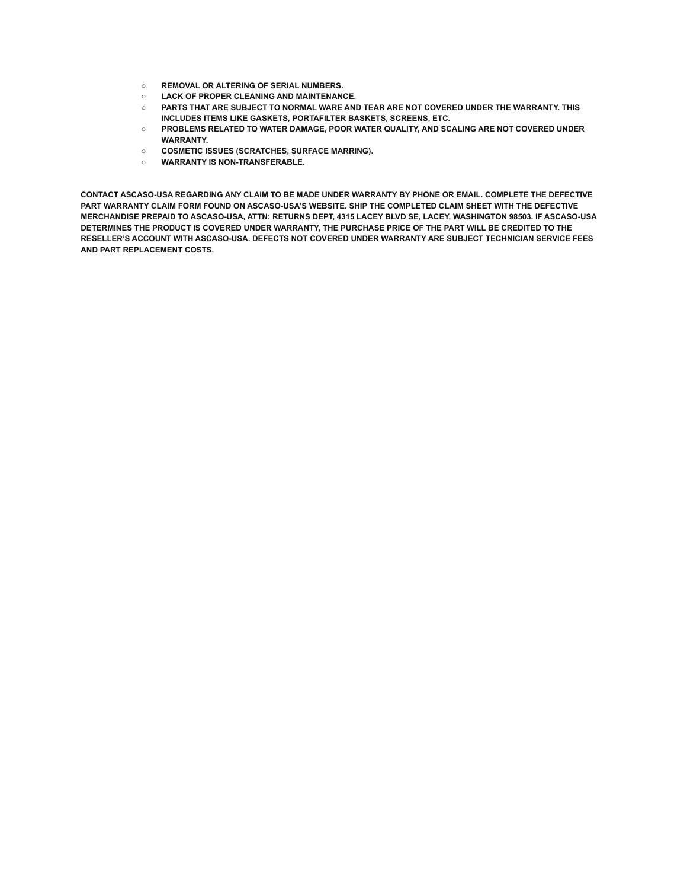- **REMOVAL OR ALTERING OF SERIAL NUMBERS.**
- **LACK OF PROPER CLEANING AND MAINTENANCE.**
- **PARTS THAT ARE SUBJECT TO NORMAL WARE AND TEAR ARE NOT COVERED UNDER THE WARRANTY. THIS INCLUDES ITEMS LIKE GASKETS, PORTAFILTER BASKETS, SCREENS, ETC.**
- **PROBLEMS RELATED TO WATER DAMAGE, POOR WATER QUALITY, AND SCALING ARE NOT COVERED UNDER WARRANTY.**
- **COSMETIC ISSUES (SCRATCHES, SURFACE MARRING).**
- **WARRANTY IS NON-TRANSFERABLE.**

**CONTACT ASCASO-USA REGARDING ANY CLAIM TO BE MADE UNDER WARRANTY BY PHONE OR EMAIL. COMPLETE THE DEFECTIVE PART WARRANTY CLAIM FORM FOUND ON ASCASO-USA'S WEBSITE. SHIP THE COMPLETED CLAIM SHEET WITH THE DEFECTIVE MERCHANDISE PREPAID TO ASCASO-USA, ATTN: RETURNS DEPT, 4315 LACEY BLVD SE, LACEY, WASHINGTON 98503. IF ASCASO-USA DETERMINES THE PRODUCT IS COVERED UNDER WARRANTY, THE PURCHASE PRICE OF THE PART WILL BE CREDITED TO THE RESELLER'S ACCOUNT WITH ASCASO-USA. DEFECTS NOT COVERED UNDER WARRANTY ARE SUBJECT TECHNICIAN SERVICE FEES AND PART REPLACEMENT COSTS.**